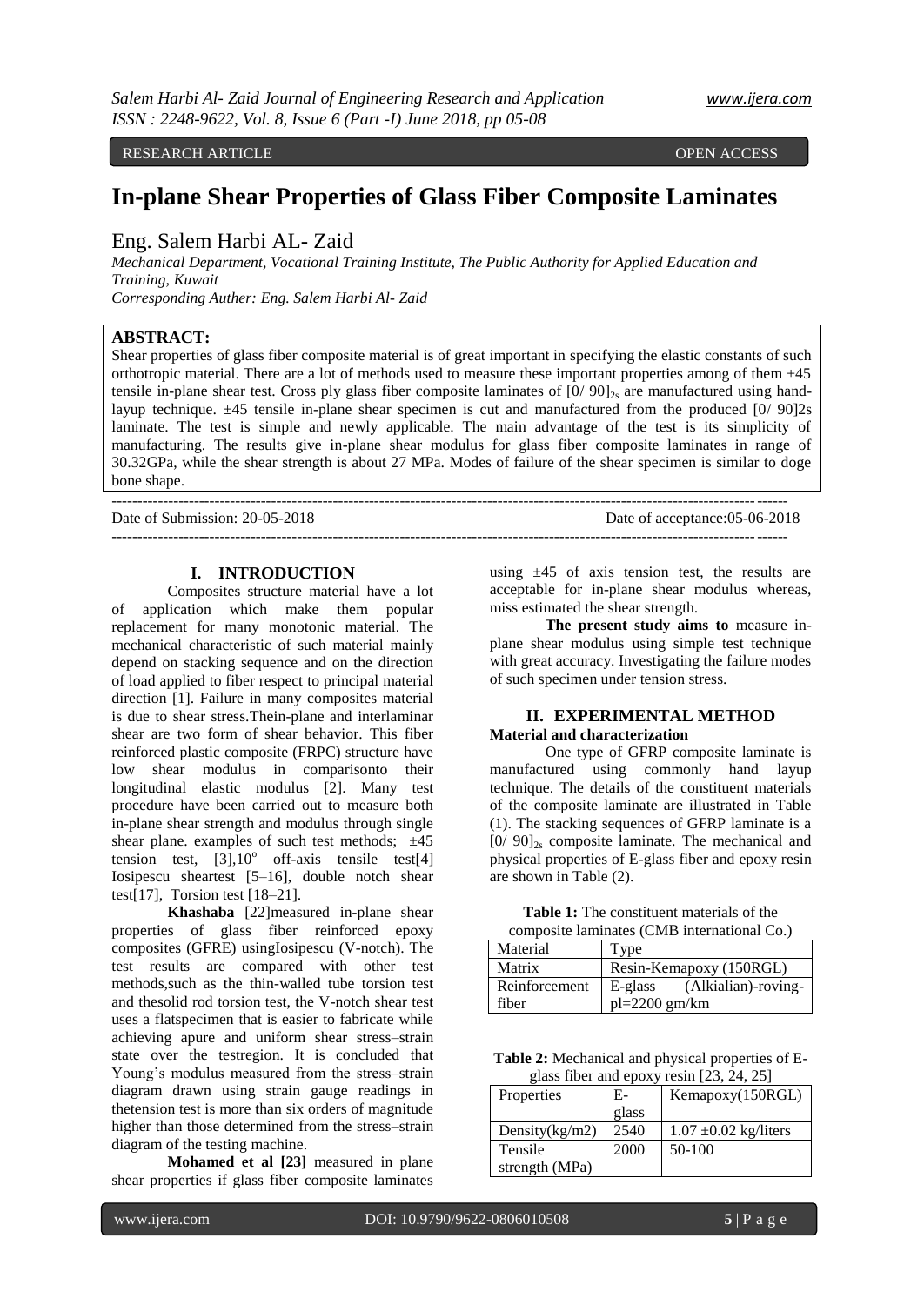RESEARCH ARTICLE OPEN ACCESS

# In-plane Shear Properties of Glass Fiber Composite Laminates

Eng. Salem Harbi AL- Zaid

*Mechanical Department, Vocational Training Institute, The Public Authority for Applied Education and Training, Kuwait*
*Corresponding Auther: Eng. Salem Harbi Al- Zaid*

**ABSTRACT:**
Shear properties of glass fiber composite material is of great important in specifying the elastic constants of such orthotropic material. There are a lot of methods used to measure these important properties among of them ±45 tensile in-plane shear test. Cross ply glass fiber composite laminates of $[0/ 90]_{2s}$ are manufactured using hand-layup technique. ±45 tensile in-plane shear specimen is cut and manufactured from the produced [0/ 90]2s laminate. The test is simple and newly applicable. The main advantage of the test is its simplicity of manufacturing. The results give in-plane shear modulus for glass fiber composite laminates in range of 30.32GPa, while the shear strength is about 27 MPa. Modes of failure of the shear specimen is similar to doge bone shape.

Date of Submission: 20-05-2018 Date of acceptance:05-06-2018

## I. INTRODUCTION

Composites structure material have a lot of application which make them popular replacement for many monotonic material. The mechanical characteristic of such material mainly depend on stacking sequence and on the direction of load applied to fiber respect to principal material direction [1]. Failure in many composites material is due to shear stress.Thein-plane and interlaminar shear are two form of shear behavior. This fiber reinforced plastic composite (FRPC) structure have low shear modulus in comparisonto their longitudinal elastic modulus [2]. Many test procedure have been carried out to measure both in-plane shear strength and modulus through single shear plane. examples of such test methods; ±45 tension test, [3],$10^{o}$ off-axis tensile test[4] Iosipescu sheartest [5–16], double notch shear test[17], Torsion test [18–21].

**Khashaba** [22]measured in-plane shear properties of glass fiber reinforced epoxy composites (GFRE) usingIosipescu (V-notch). The test results are compared with other test methods,such as the thin-walled tube torsion test and thesolid rod torsion test, the V-notch shear test uses a flatspecimen that is easier to fabricate while achieving apure and uniform shear stress–strain state over the testregion. It is concluded that Young's modulus measured from the stress–strain diagram drawn using strain gauge readings in thetension test is more than six orders of magnitude higher than those determined from the stress–strain diagram of the testing machine.

**Mohamed et al [23]** measured in plane shear properties if glass fiber composite laminates using ±45 of axis tension test, the results are acceptable for in-plane shear modulus whereas, miss estimated the shear strength.

**The present study aims to** measure in-plane shear modulus using simple test technique with great accuracy. Investigating the failure modes of such specimen under tension stress.

## II. EXPERIMENTAL METHOD

**Material and characterization**

One type of GFRP composite laminate is manufactured using commonly hand layup technique. The details of the constituent materials of the composite laminate are illustrated in Table (1). The stacking sequences of GFRP laminate is a $[0/ 90]_{2s}$ composite laminate. The mechanical and physical properties of E-glass fiber and epoxy resin are shown in Table (2).

**Table 1:** The constituent materials of the composite laminates (CMB international Co.)

| Material | Type |
|---|---|
| Matrix | Resin-Kemapoxy (150RGL) |
| Reinforcement fiber | E-glass (Alkialian)-roving-pl=2200 gm/km |

**Table 2:** Mechanical and physical properties of E-glass fiber and epoxy resin [23, 24, 25]

| Properties | E-glass | Kemapoxy(150RGL) |
|---|---|---|
| Density(kg/m2) | 2540 | 1.07 ±0.02 kg/liters |
| Tensile strength (MPa) | 2000 | 50-100 |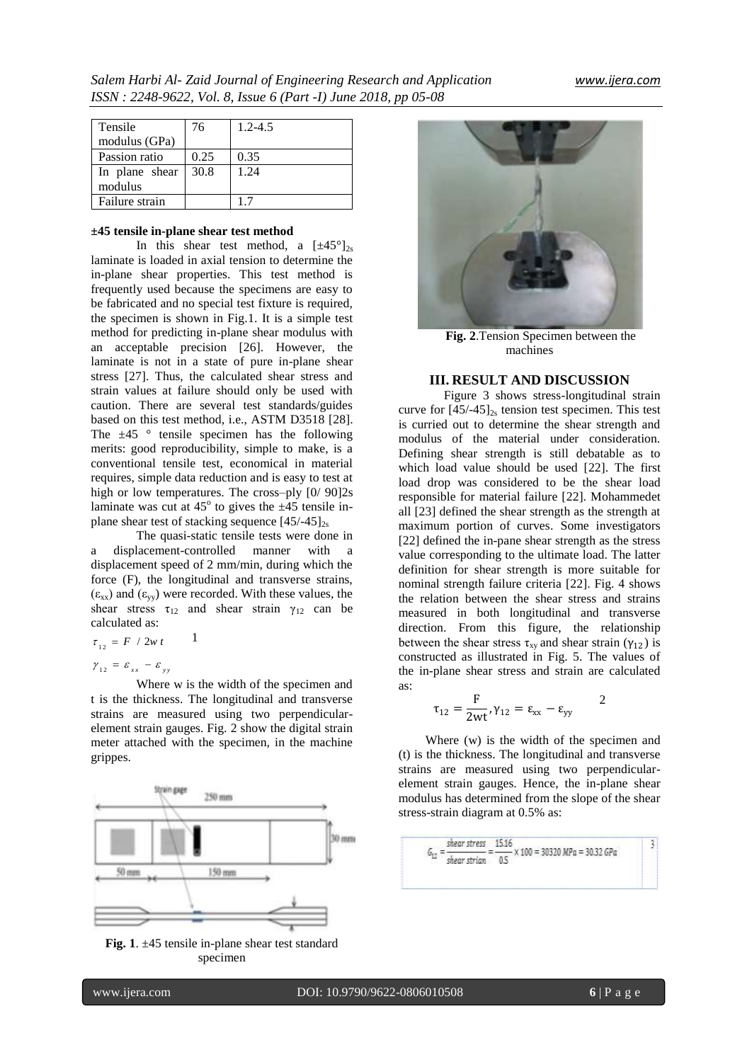| Tensile modulus (GPa) | 76 | 1.2-4.5 |
|---|---|---|
| Passion ratio | 0.25 | 0.35 |
| In plane shear modulus | 30.8 | 1.24 |
| Failure strain | | 1.7 |

**±45 tensile in-plane shear test method**

In this shear test method, a $[\pm 45°]_{2s}$ laminate is loaded in axial tension to determine the in-plane shear properties. This test method is frequently used because the specimens are easy to be fabricated and no special test fixture is required, the specimen is shown in Fig.1. It is a simple test method for predicting in-plane shear modulus with an acceptable precision [26]. However, the laminate is not in a state of pure in-plane shear stress [27]. Thus, the calculated shear stress and strain values at failure should only be used with caution. There are several test standards/guides based on this test method, i.e., ASTM D3518 [28]. The ±45 ° tensile specimen has the following merits: good reproducibility, simple to make, is a conventional tensile test, economical in material requires, simple data reduction and is easy to test at high or low temperatures. The cross–ply [0/ 90]2s laminate was cut at $45^o$ to gives the ±45 tensile in-plane shear test of stacking sequence $[45/\text{-}45]_{2s}$

The quasi-static tensile tests were done in a displacement-controlled manner with a displacement speed of 2 mm/min, during which the force (F), the longitudinal and transverse strains, ($\varepsilon_{xx}$) and ($\varepsilon_{yy}$) were recorded. With these values, the shear stress $\tau_{12}$ and shear strain $\gamma_{12}$ can be calculated as:

$$\tau_{12} = F / 2wt \qquad 1$$

$$\gamma_{12} = \varepsilon_{xx} - \varepsilon_{yy}$$

Where w is the width of the specimen and t is the thickness. The longitudinal and transverse strains are measured using two perpendicular-element strain gauges. Fig. 2 show the digital strain meter attached with the specimen, in the machine grippes.

**Fig. 1**. ±45 tensile in-plane shear test standard specimen

**Fig. 2**.Tension Specimen between the machines

## III. RESULT AND DISCUSSION

Figure 3 shows stress-longitudinal strain curve for $[45/\text{-}45]_{2s}$ tension test specimen. This test is curried out to determine the shear strength and modulus of the material under consideration. Defining shear strength is still debatable as to which load value should be used [22]. The first load drop was considered to be the shear load responsible for material failure [22]. Mohammedet all [23] defined the shear strength as the strength at maximum portion of curves. Some investigators [22] defined the in-pane shear strength as the stress value corresponding to the ultimate load. The latter definition for shear strength is more suitable for nominal strength failure criteria [22]. Fig. 4 shows the relation between the shear stress and strains measured in both longitudinal and transverse direction. From this figure, the relationship between the shear stress $\tau_{xy}$ and shear strain ($\gamma_{12}$) is constructed as illustrated in Fig. 5. The values of the in-plane shear stress and strain are calculated as:

$$\tau_{12} = \frac{F}{2wt}, \gamma_{12} = \varepsilon_{xx} - \varepsilon_{yy} \qquad 2$$

Where (w) is the width of the specimen and (t) is the thickness. The longitudinal and transverse strains are measured using two perpendicular-element strain gauges. Hence, the in-plane shear modulus has determined from the slope of the shear stress-strain diagram at 0.5% as:

$$G_{12} = \frac{\text{shear stress}}{\text{shear strian}} = \frac{15.16}{0.5} \times 100 = 30320\ MPa = 30.32\ GPa \qquad 3$$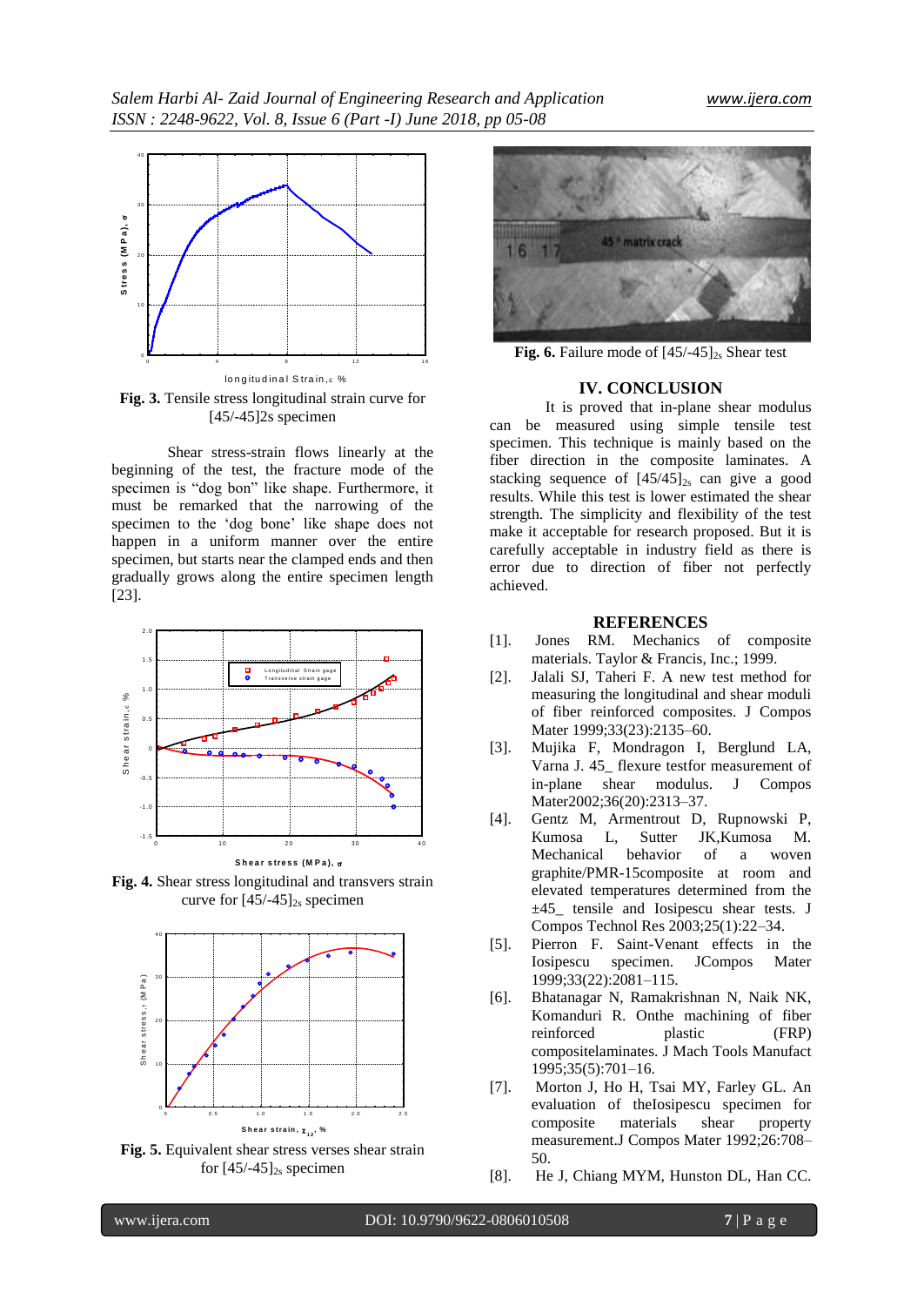**Fig. 3.** Tensile stress longitudinal strain curve for [45/-45]2s specimen

Shear stress-strain flows linearly at the beginning of the test, the fracture mode of the specimen is "dog bon" like shape. Furthermore, it must be remarked that the narrowing of the specimen to the 'dog bone' like shape does not happen in a uniform manner over the entire specimen, but starts near the clamped ends and then gradually grows along the entire specimen length [23].

**Fig. 4.** Shear stress longitudinal and transvers strain curve for $[45/-45]_{2s}$ specimen

**Fig. 5.** Equivalent shear stress verses shear strain for $[45/-45]_{2s}$ specimen

**Fig. 6.** Failure mode of $[45/-45]_{2s}$ Shear test

## IV. CONCLUSION

It is proved that in-plane shear modulus can be measured using simple tensile test specimen. This technique is mainly based on the fiber direction in the composite laminates. A stacking sequence of $[45/45]_{2s}$ can give a good results. While this test is lower estimated the shear strength. The simplicity and flexibility of the test make it acceptable for research proposed. But it is carefully acceptable in industry field as there is error due to direction of fiber not perfectly achieved.

## REFERENCES

[1]. Jones RM. Mechanics of composite materials. Taylor & Francis, Inc.; 1999.

[2]. Jalali SJ, Taheri F. A new test method for measuring the longitudinal and shear moduli of fiber reinforced composites. J Compos Mater 1999;33(23):2135–60.

[3]. Mujika F, Mondragon I, Berglund LA, Varna J. 45_ flexure testfor measurement of in-plane shear modulus. J Compos Mater2002;36(20):2313–37.

[4]. Gentz M, Armentrout D, Rupnowski P, Kumosa L, Sutter JK,Kumosa M. Mechanical behavior of a woven graphite/PMR-15composite at room and elevated temperatures determined from the ±45_ tensile and Iosipescu shear tests. J Compos Technol Res 2003;25(1):22–34.

[5]. Pierron F. Saint-Venant effects in the Iosipescu specimen. JCompos Mater 1999;33(22):2081–115.

[6]. Bhatanagar N, Ramakrishnan N, Naik NK, Komanduri R. Onthe machining of fiber reinforced plastic (FRP) compositelaminates. J Mach Tools Manufact 1995;35(5):701–16.

[7]. Morton J, Ho H, Tsai MY, Farley GL. An evaluation of theIosipescu specimen for composite materials shear property measurement.J Compos Mater 1992;26:708–50.

[8]. He J, Chiang MYM, Hunston DL, Han CC.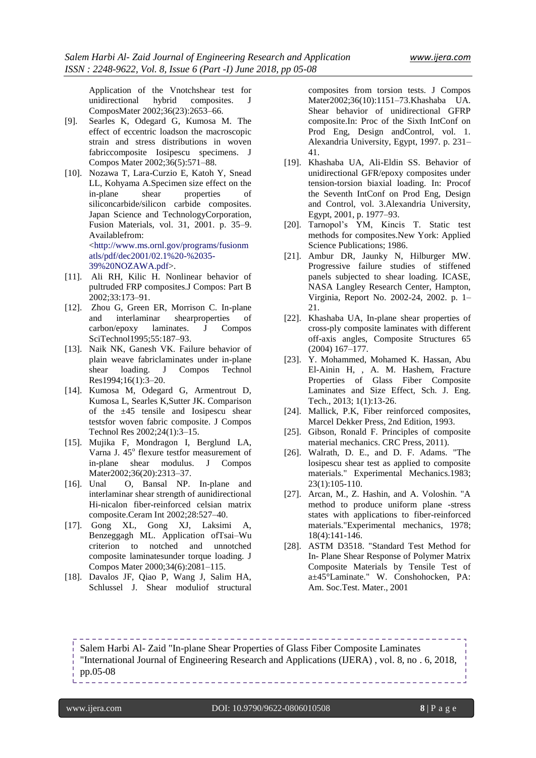Application of the Vnotchshear test for unidirectional hybrid composites. J ComposMater 2002;36(23):2653–66.

[9]. Searles K, Odegard G, Kumosa M. The effect of eccentric loadson the macroscopic strain and stress distributions in woven fabriccomposite Iosipescu specimens. J Compos Mater 2002;36(5):571–88.

[10]. Nozawa T, Lara-Curzio E, Katoh Y, Snead LL, Kohyama A.Specimen size effect on the in-plane shear properties of siliconcarbide/silicon carbide composites. Japan Science and TechnologyCorporation, Fusion Materials, vol. 31, 2001. p. 35–9. Availablefrom: <http://www.ms.ornl.gov/programs/fusionmatls/pdf/dec2001/02.1%20-%2035-39%20NOZAWA.pdf>.

[11]. Ali RH, Kilic H. Nonlinear behavior of pultruded FRP composites.J Compos: Part B 2002;33:173–91.

[12]. Zhou G, Green ER, Morrison C. In-plane and interlaminar shearproperties of carbon/epoxy laminates. J Compos SciTechnol1995;55:187–93.

[13]. Naik NK, Ganesh VK. Failure behavior of plain weave fabriclaminates under in-plane shear loading. J Compos Technol Res1994;16(1):3–20.

[14]. Kumosa M, Odegard G, Armentrout D, Kumosa L, Searles K,Sutter JK. Comparison of the ±45 tensile and Iosipescu shear testsfor woven fabric composite. J Compos Technol Res 2002;24(1):3–15.

[15]. Mujika F, Mondragon I, Berglund LA, Varna J. 45$^{o}$ flexure testfor measurement of in-plane shear modulus. J Compos Mater2002;36(20):2313–37.

[16]. Unal O, Bansal NP. In-plane and interlaminar shear strength of aunidirectional Hi-nicalon fiber-reinforced celsian matrix composite.Ceram Int 2002;28:527–40.

[17]. Gong XL, Gong XJ, Laksimi A, Benzeggagh ML. Application ofTsai–Wu criterion to notched and unnotched composite laminatesunder torque loading. J Compos Mater 2000;34(6):2081–115.

[18]. Davalos JF, Qiao P, Wang J, Salim HA, Schlussel J. Shear moduliof structural composites from torsion tests. J Compos Mater2002;36(10):1151–73.Khashaba UA. Shear behavior of unidirectional GFRP composite.In: Proc of the Sixth IntConf on Prod Eng, Design andControl, vol. 1. Alexandria University, Egypt, 1997. p. 231–41.

[19]. Khashaba UA, Ali-Eldin SS. Behavior of unidirectional GFR/epoxy composites under tension-torsion biaxial loading. In: Procof the Seventh IntConf on Prod Eng, Design and Control, vol. 3.Alexandria University, Egypt, 2001, p. 1977–93.

[20]. Tarnopol's YM, Kincis T. Static test methods for composites.New York: Applied Science Publications; 1986.

[21]. Ambur DR, Jaunky N, Hilburger MW. Progressive failure studies of stiffened panels subjected to shear loading. ICASE, NASA Langley Research Center, Hampton, Virginia, Report No. 2002-24, 2002. p. 1–21.

[22]. Khashaba UA, In-plane shear properties of cross-ply composite laminates with different off-axis angles, Composite Structures 65 (2004) 167–177.

[23]. Y. Mohammed, Mohamed K. Hassan, Abu El-Ainin H, , A. M. Hashem, Fracture Properties of Glass Fiber Composite Laminates and Size Effect, Sch. J. Eng. Tech., 2013; 1(1):13-26.

[24]. Mallick, P.K, Fiber reinforced composites, Marcel Dekker Press, 2nd Edition, 1993.

[25]. Gibson, Ronald F. Principles of composite material mechanics. CRC Press, 2011).

[26]. Walrath, D. E., and D. F. Adams. "The losipescu shear test as applied to composite materials." Experimental Mechanics.1983; 23(1):105-110.

[27]. Arcan, M., Z. Hashin, and A. Voloshin. "A method to produce uniform plane -stress states with applications to fiber-reinforced materials."Experimental mechanics, 1978; 18(4):141-146.

[28]. ASTM D3518. "Standard Test Method for In- Plane Shear Response of Polymer Matrix Composite Materials by Tensile Test of a±45°Laminate." W. Conshohocken, PA: Am. Soc.Test. Mater., 2001

Salem Harbi Al- Zaid "In-plane Shear Properties of Glass Fiber Composite Laminates "International Journal of Engineering Research and Applications (IJERA) , vol. 8, no . 6, 2018, pp.05-08